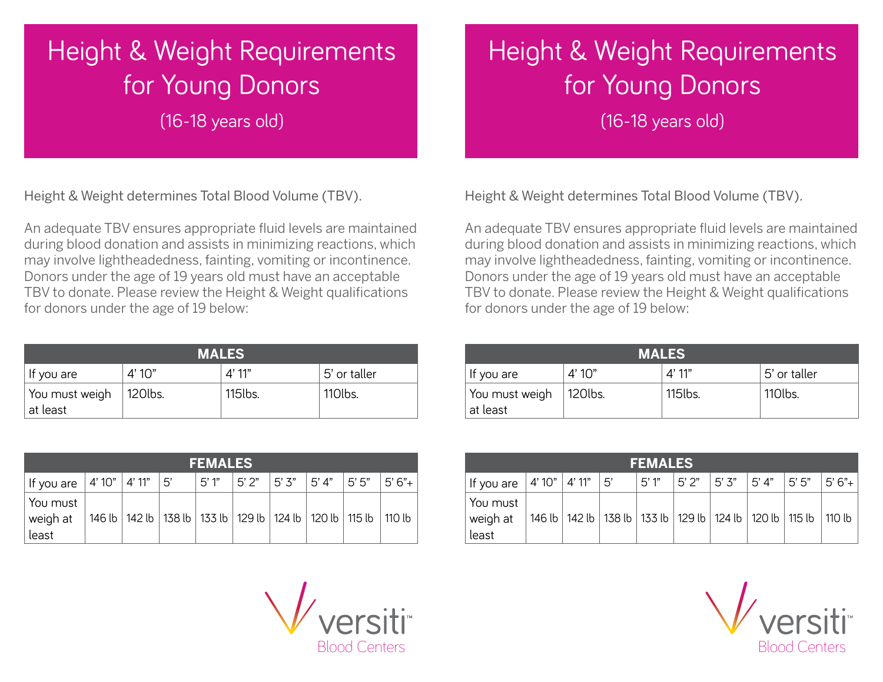# Height & Weight Requirements for Young Donors

(16-18 years old)

Height & Weight determines Total Blood Volume (TBV).

An adequate TBV ensures appropriate fluid levels are maintained during blood donation and assists in minimizing reactions, which may involve lightheadedness, fainting, vomiting or incontinence. Donors under the age of 19 years old must have an acceptable TBV to donate. Please review the Height & Weight qualifications for donors under the age of 19 below:

| **MALES** | | | |
|---|---|---|---|
| If you are | 4' 10" | 4' 11" | 5' or taller |
| You must weigh at least | 120lbs. | 115lbs. | 110lbs. |

| **FEMALES** | | | | | | | | | |
|---|---|---|---|---|---|---|---|---|---|
| If you are | 4' 10" | 4' 11" | 5' | 5' 1" | 5' 2" | 5' 3" | 5' 4" | 5' 5" | 5' 6"+ |
| You must weigh at least | 146 lb | 142 lb | 138 lb | 133 lb | 129 lb | 124 lb | 120 lb | 115 lb | 110 lb |

versiti™
Blood Centers

# Height & Weight Requirements for Young Donors

(16-18 years old)

Height & Weight determines Total Blood Volume (TBV).

An adequate TBV ensures appropriate fluid levels are maintained during blood donation and assists in minimizing reactions, which may involve lightheadedness, fainting, vomiting or incontinence. Donors under the age of 19 years old must have an acceptable TBV to donate. Please review the Height & Weight qualifications for donors under the age of 19 below:

| **MALES** | | | |
|---|---|---|---|
| If you are | 4' 10" | 4' 11" | 5' or taller |
| You must weigh at least | 120lbs. | 115lbs. | 110lbs. |

| **FEMALES** | | | | | | | | | |
|---|---|---|---|---|---|---|---|---|---|
| If you are | 4' 10" | 4' 11" | 5' | 5' 1" | 5' 2" | 5' 3" | 5' 4" | 5' 5" | 5' 6"+ |
| You must weigh at least | 146 lb | 142 lb | 138 lb | 133 lb | 129 lb | 124 lb | 120 lb | 115 lb | 110 lb |

versiti™
Blood Centers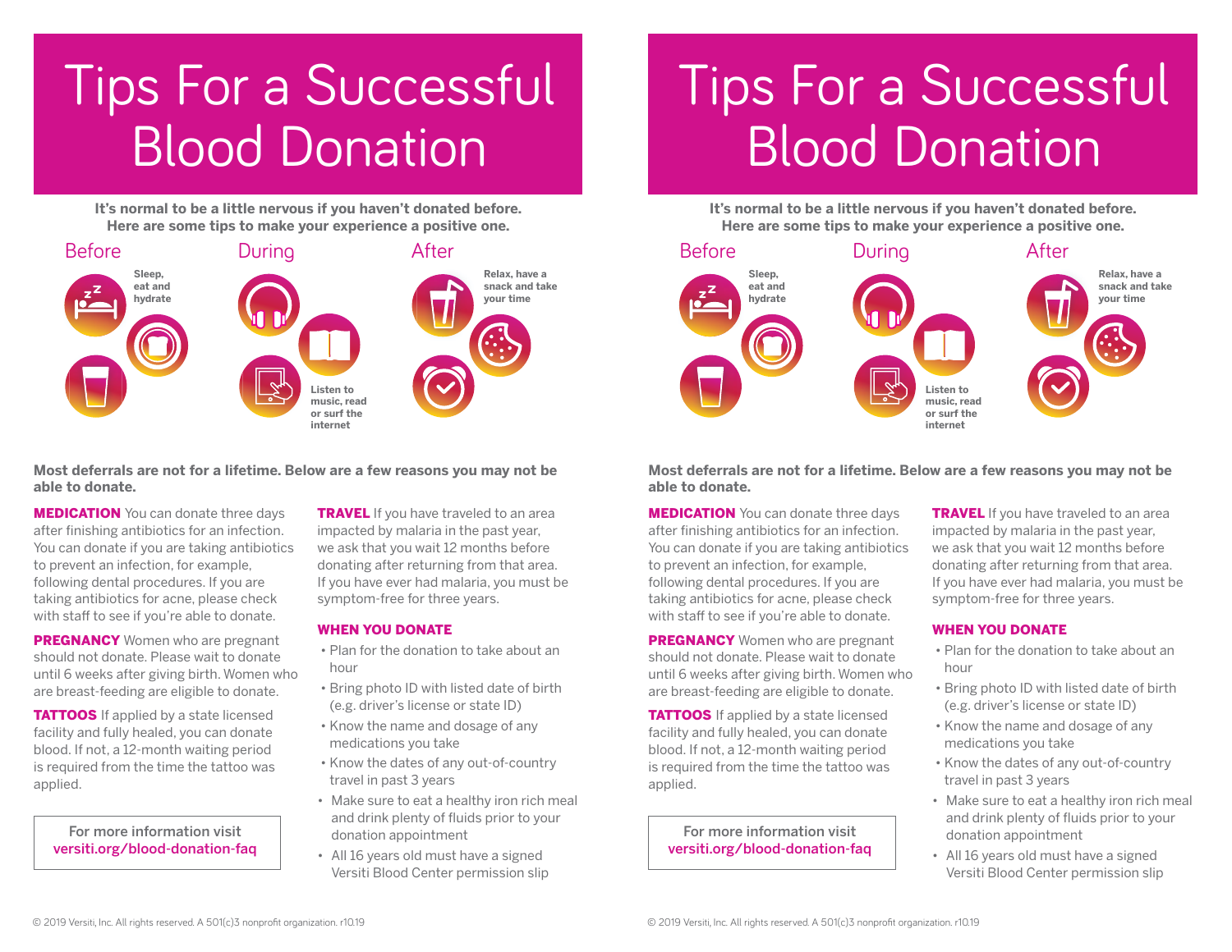# Tips For a Successful Blood Donation

**It's normal to be a little nervous if you haven't donated before. Here are some tips to make your experience a positive one.**

## Before

**Sleep, eat and hydrate**

## During

**Listen to music, read or surf the internet**

## After

**Relax, have a snack and take your time**

**Most deferrals are not for a lifetime. Below are a few reasons you may not be able to donate.**

**MEDICATION** You can donate three days after finishing antibiotics for an infection. You can donate if you are taking antibiotics to prevent an infection, for example, following dental procedures. If you are taking antibiotics for acne, please check with staff to see if you're able to donate.

**PREGNANCY** Women who are pregnant should not donate. Please wait to donate until 6 weeks after giving birth. Women who are breast-feeding are eligible to donate.

**TATTOOS** If applied by a state licensed facility and fully healed, you can donate blood. If not, a 12-month waiting period is required from the time the tattoo was applied.

For more information visit
versiti.org/blood-donation-faq

**TRAVEL** If you have traveled to an area impacted by malaria in the past year, we ask that you wait 12 months before donating after returning from that area. If you have ever had malaria, you must be symptom-free for three years.

### WHEN YOU DONATE

- Plan for the donation to take about an hour
- Bring photo ID with listed date of birth (e.g. driver's license or state ID)
- Know the name and dosage of any medications you take
- Know the dates of any out-of-country travel in past 3 years
- Make sure to eat a healthy iron rich meal and drink plenty of fluids prior to your donation appointment
- All 16 years old must have a signed Versiti Blood Center permission slip

© 2019 Versiti, Inc. All rights reserved. A 501(c)3 nonprofit organization. r10.19

# Tips For a Successful Blood Donation

**It's normal to be a little nervous if you haven't donated before. Here are some tips to make your experience a positive one.**

## Before

**Sleep, eat and hydrate**

## During

**Listen to music, read or surf the internet**

## After

**Relax, have a snack and take your time**

**Most deferrals are not for a lifetime. Below are a few reasons you may not be able to donate.**

**MEDICATION** You can donate three days after finishing antibiotics for an infection. You can donate if you are taking antibiotics to prevent an infection, for example, following dental procedures. If you are taking antibiotics for acne, please check with staff to see if you're able to donate.

**PREGNANCY** Women who are pregnant should not donate. Please wait to donate until 6 weeks after giving birth. Women who are breast-feeding are eligible to donate.

**TATTOOS** If applied by a state licensed facility and fully healed, you can donate blood. If not, a 12-month waiting period is required from the time the tattoo was applied.

For more information visit
versiti.org/blood-donation-faq

**TRAVEL** If you have traveled to an area impacted by malaria in the past year, we ask that you wait 12 months before donating after returning from that area. If you have ever had malaria, you must be symptom-free for three years.

### WHEN YOU DONATE

- Plan for the donation to take about an hour
- Bring photo ID with listed date of birth (e.g. driver's license or state ID)
- Know the name and dosage of any medications you take
- Know the dates of any out-of-country travel in past 3 years
- Make sure to eat a healthy iron rich meal and drink plenty of fluids prior to your donation appointment
- All 16 years old must have a signed Versiti Blood Center permission slip

© 2019 Versiti, Inc. All rights reserved. A 501(c)3 nonprofit organization. r10.19